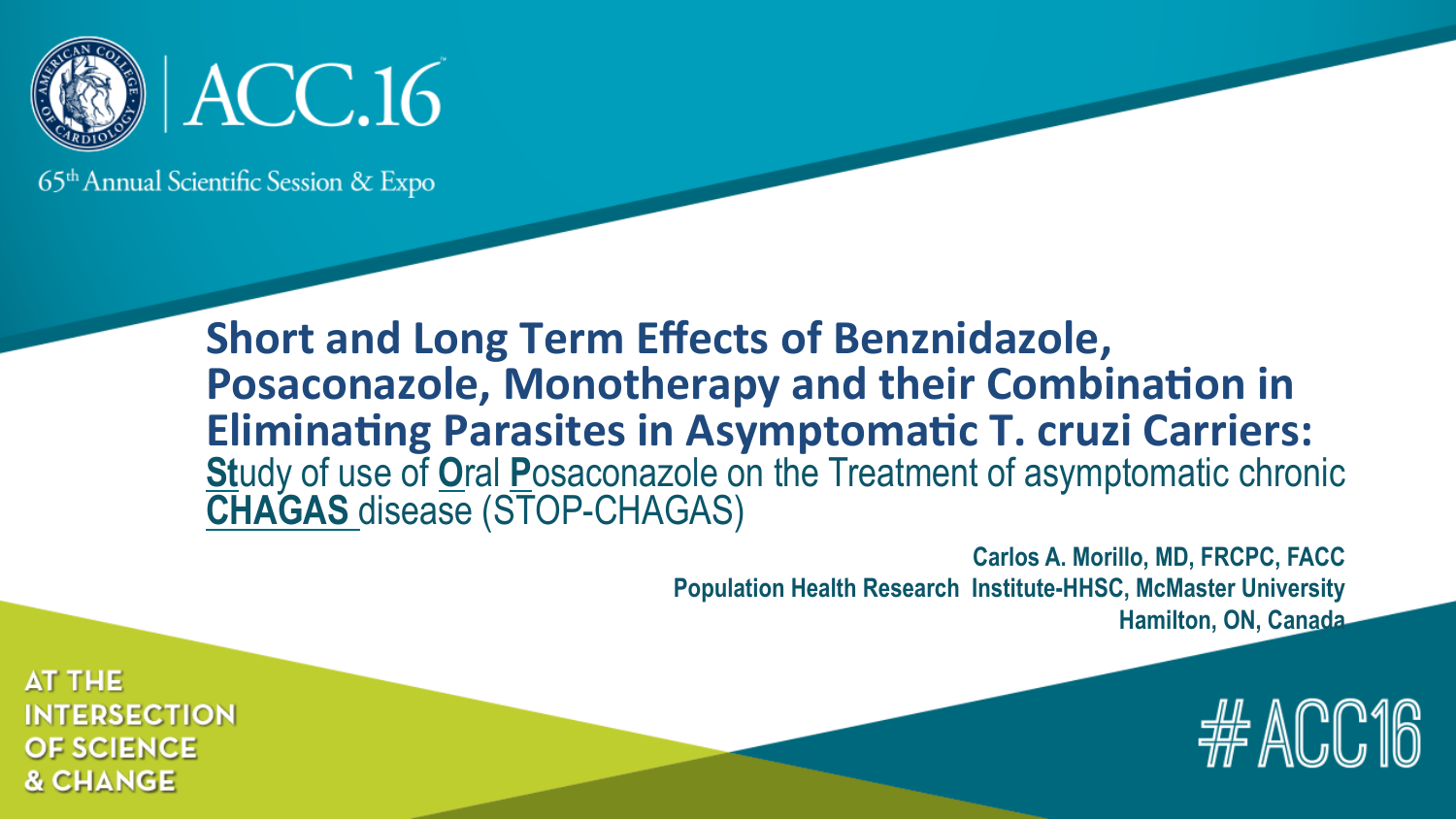ACC.16

65th Annual Scientific Session & Expo

# Short and Long Term Effects of Benznidazole, Posaconazole, Monotherapy and their Combination in Eliminating Parasites in Asymptomatic T. cruzi Carriers:

**St**udy of use of **O**ral **P**osaconazole on the Treatment of asymptomatic chronic **CHAGAS** disease (STOP-CHAGAS)

**Carlos A. Morillo, MD, FRCPC, FACC**
**Population Health Research Institute-HHSC, McMaster University**
**Hamilton, ON, Canada**

AT THE INTERSECTION OF SCIENCE & CHANGE

#ACC16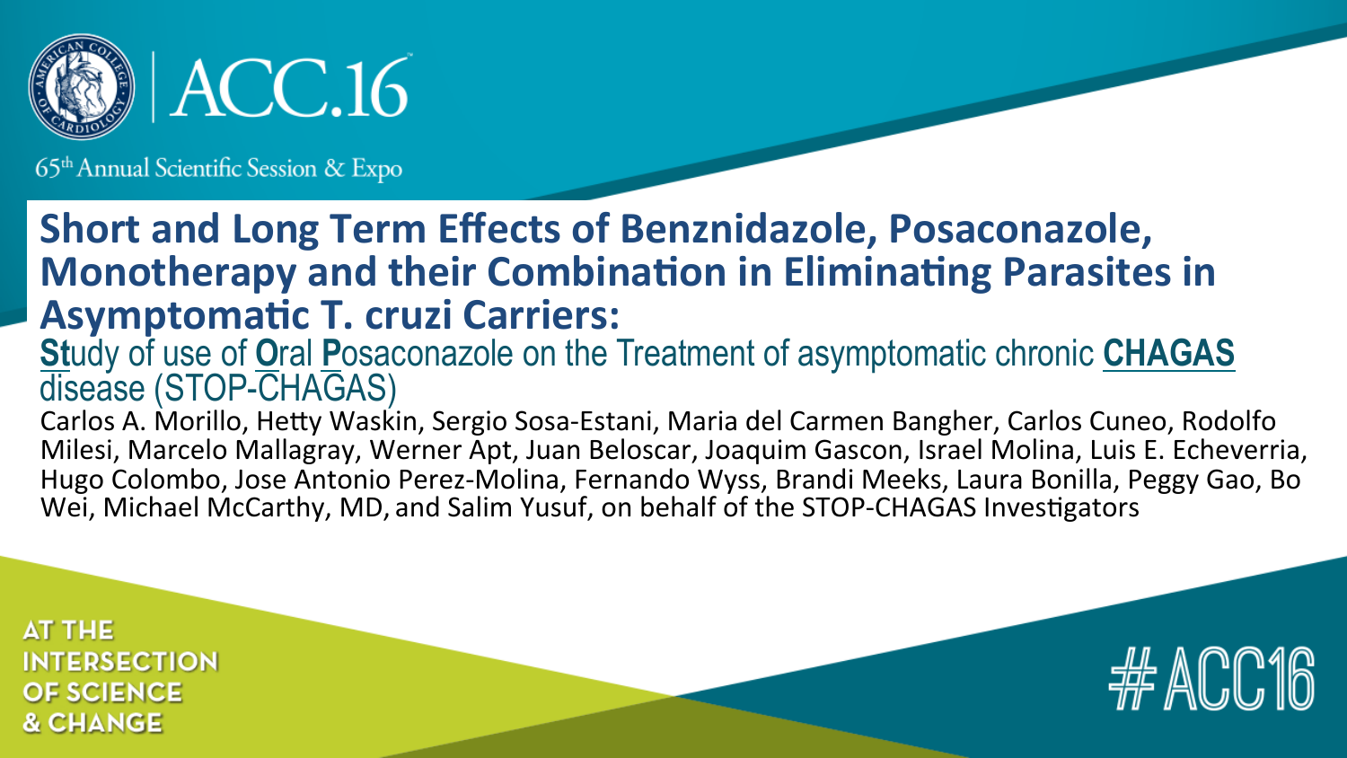# Short and Long Term Effects of Benznidazole, Posaconazole, Monotherapy and their Combination in Eliminating Parasites in Asymptomatic T. cruzi Carriers:

**St**udy of use of **O**ral **P**osaconazole on the Treatment of asymptomatic chronic **CHAGAS** disease (STOP-CHAGAS)

Carlos A. Morillo, Hetty Waskin, Sergio Sosa-Estani, Maria del Carmen Bangher, Carlos Cuneo, Rodolfo Milesi, Marcelo Mallagray, Werner Apt, Juan Beloscar, Joaquim Gascon, Israel Molina, Luis E. Echeverria, Hugo Colombo, Jose Antonio Perez-Molina, Fernando Wyss, Brandi Meeks, Laura Bonilla, Peggy Gao, Bo Wei, Michael McCarthy, MD, and Salim Yusuf, on behalf of the STOP-CHAGAS Investigators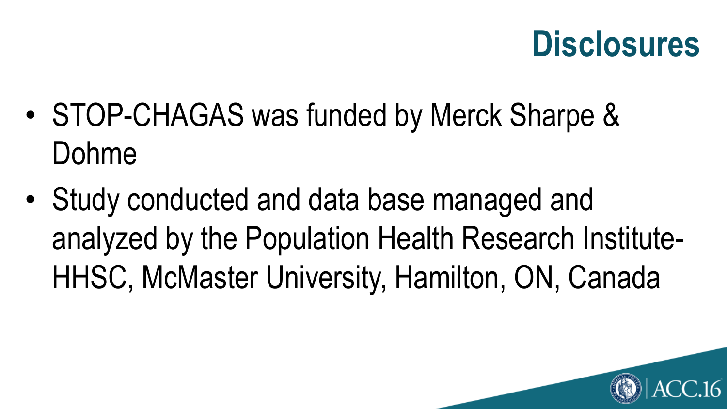# Disclosures

- STOP-CHAGAS was funded by Merck Sharpe & Dohme
- Study conducted and data base managed and analyzed by the Population Health Research Institute-HHSC, McMaster University, Hamilton, ON, Canada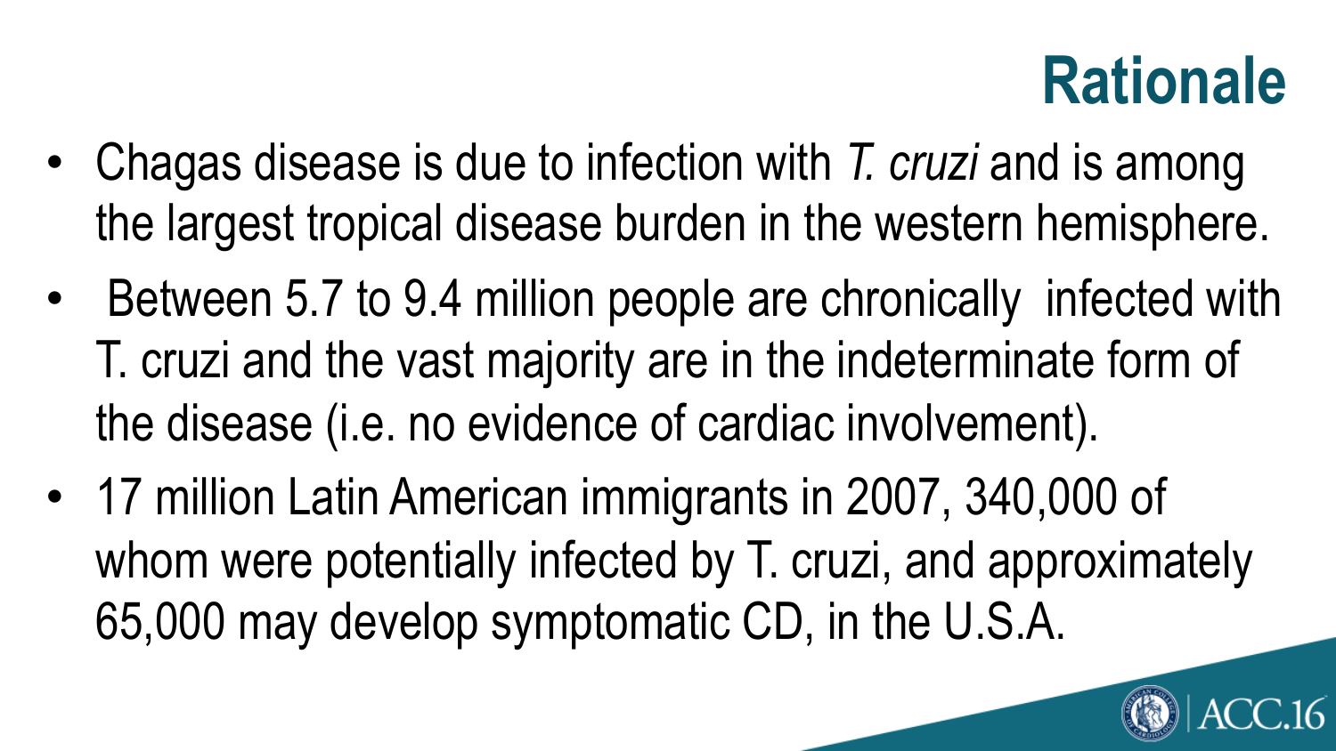# Rationale

- Chagas disease is due to infection with *T. cruzi* and is among the largest tropical disease burden in the western hemisphere.
- Between 5.7 to 9.4 million people are chronically infected with T. cruzi and the vast majority are in the indeterminate form of the disease (i.e. no evidence of cardiac involvement).
- 17 million Latin American immigrants in 2007, 340,000 of whom were potentially infected by T. cruzi, and approximately 65,000 may develop symptomatic CD, in the U.S.A.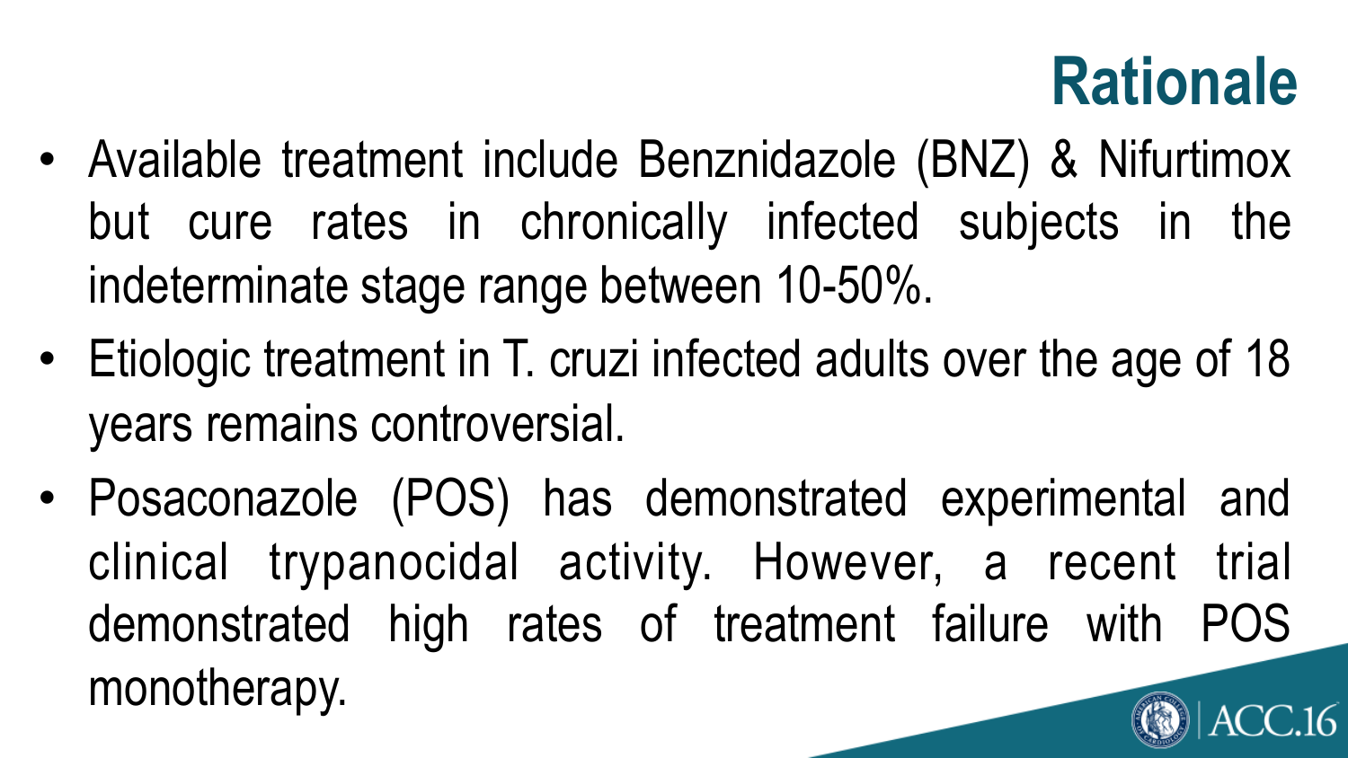# Rationale

- Available treatment include Benznidazole (BNZ) & Nifurtimox but cure rates in chronically infected subjects in the indeterminate stage range between 10-50%.
- Etiologic treatment in T. cruzi infected adults over the age of 18 years remains controversial.
- Posaconazole (POS) has demonstrated experimental and clinical trypanocidal activity. However, a recent trial demonstrated high rates of treatment failure with POS monotherapy.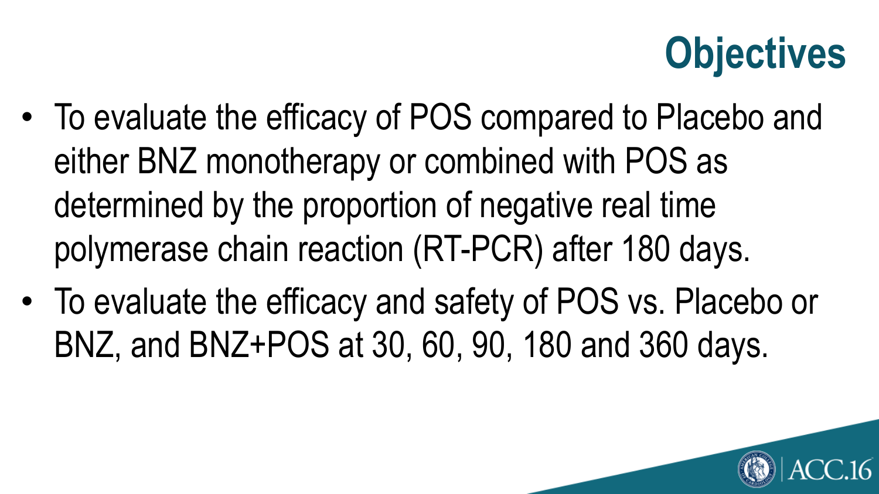# Objectives

- To evaluate the efficacy of POS compared to Placebo and either BNZ monotherapy or combined with POS as determined by the proportion of negative real time polymerase chain reaction (RT-PCR) after 180 days.
- To evaluate the efficacy and safety of POS vs. Placebo or BNZ, and BNZ+POS at 30, 60, 90, 180 and 360 days.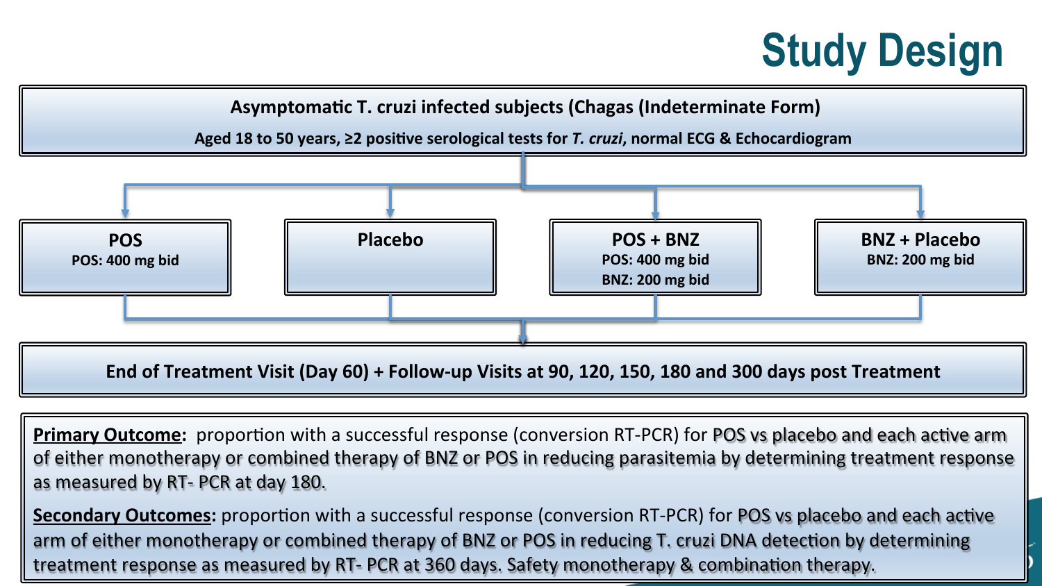# Study Design

**Asymptomatic T. cruzi infected subjects (Chagas (Indeterminate Form)**

**Aged 18 to 50 years, ≥2 positive serological tests for *T. cruzi*, normal ECG & Echocardiogram**

| POS | Placebo | POS + BNZ | BNZ + Placebo |
|---|---|---|---|
| POS: 400 mg bid | | POS: 400 mg bid<br>BNZ: 200 mg bid | BNZ: 200 mg bid |

**End of Treatment Visit (Day 60) + Follow-up Visits at 90, 120, 150, 180 and 300 days post Treatment**

**Primary Outcome**: proportion with a successful response (conversion RT-PCR) for POS vs placebo and each active arm of either monotherapy or combined therapy of BNZ or POS in reducing parasitemia by determining treatment response as measured by RT- PCR at day 180.

**Secondary Outcomes:** proportion with a successful response (conversion RT-PCR) for POS vs placebo and each active arm of either monotherapy or combined therapy of BNZ or POS in reducing T. cruzi DNA detection by determining treatment response as measured by RT- PCR at 360 days. Safety monotherapy & combination therapy.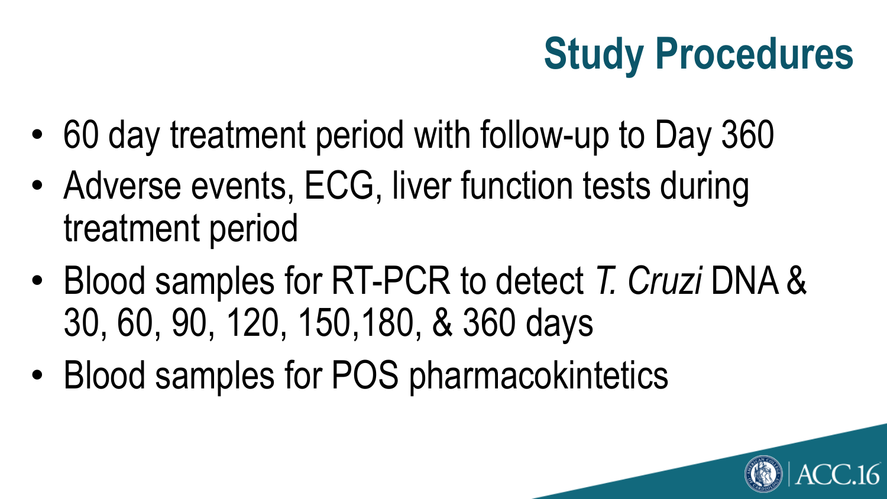# Study Procedures

- 60 day treatment period with follow-up to Day 360
- Adverse events, ECG, liver function tests during treatment period
- Blood samples for RT-PCR to detect *T. Cruzi* DNA & 30, 60, 90, 120, 150,180, & 360 days
- Blood samples for POS pharmacokintetics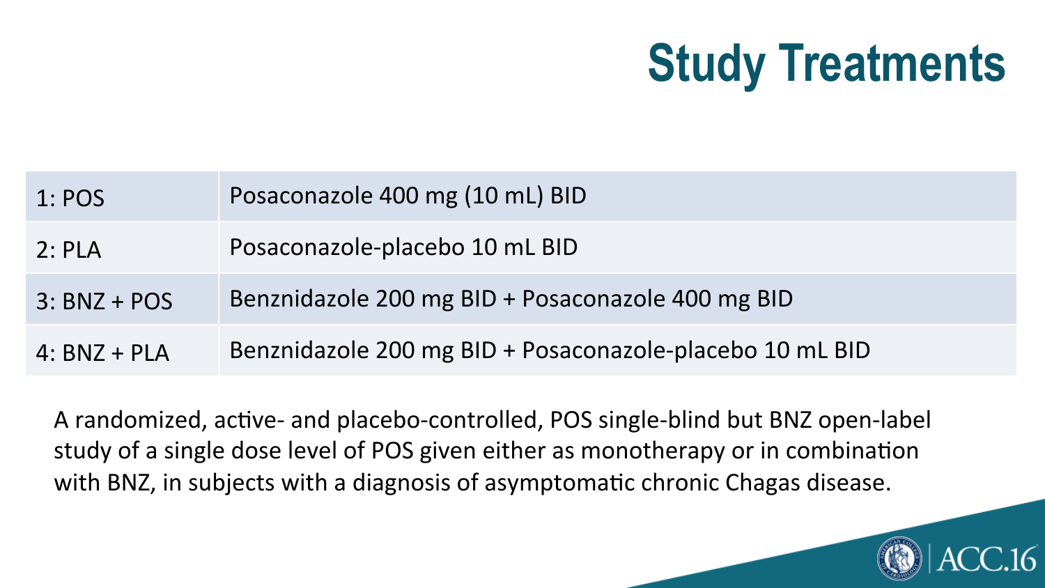# Study Treatments

| | |
|---|---|
| 1: POS | Posaconazole 400 mg (10 mL) BID |
| 2: PLA | Posaconazole-placebo 10 mL BID |
| 3: BNZ + POS | Benznidazole 200 mg BID + Posaconazole 400 mg BID |
| 4: BNZ + PLA | Benznidazole 200 mg BID + Posaconazole-placebo 10 mL BID |

A randomized, active- and placebo-controlled, POS single-blind but BNZ open-label study of a single dose level of POS given either as monotherapy or in combination with BNZ, in subjects with a diagnosis of asymptomatic chronic Chagas disease.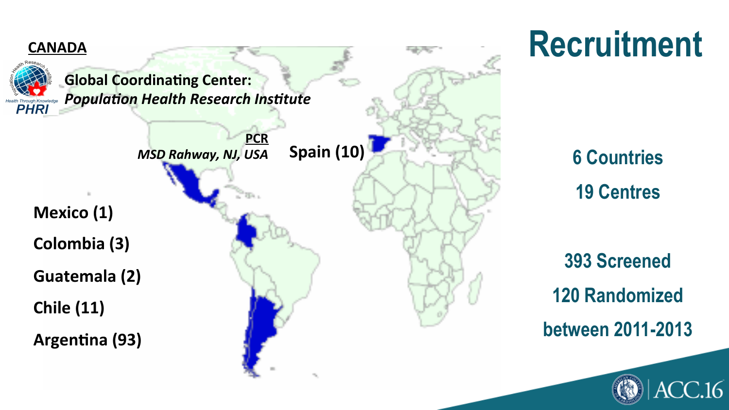# Recruitment

**CANADA**

**Global Coordinating Center:**
***Population Health Research Institute***

**PCR**
***MSD Rahway, NJ, USA***

**Spain (10)**

**Mexico (1)**

**Colombia (3)**

**Guatemala (2)**

**Chile (11)**

**Argentina (93)**

**6 Countries**

**19 Centres**

**393 Screened**

**120 Randomized**

**between 2011-2013**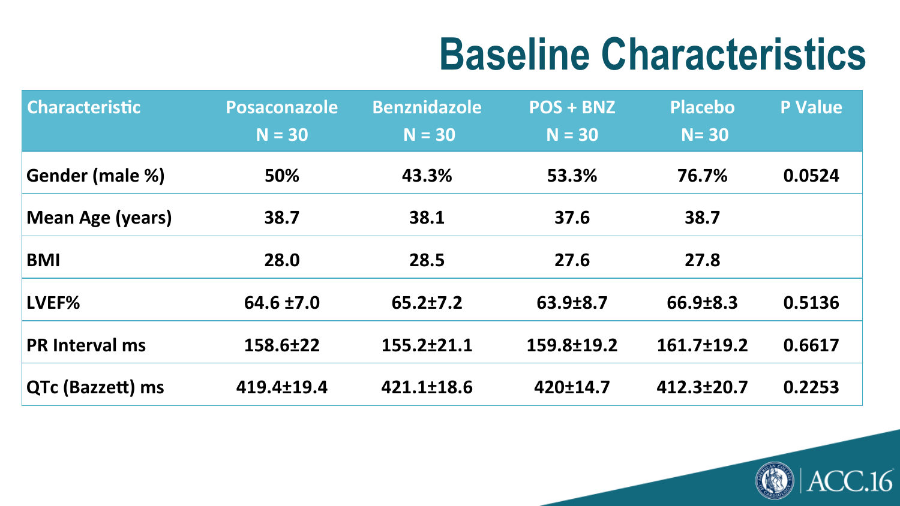# Baseline Characteristics

| Characteristic | Posaconazole N = 30 | Benznidazole N = 30 | POS + BNZ N = 30 | Placebo N= 30 | P Value |
|---|---|---|---|---|---|
| Gender (male %) | 50% | 43.3% | 53.3% | 76.7% | 0.0524 |
| Mean Age (years) | 38.7 | 38.1 | 37.6 | 38.7 | |
| BMI | 28.0 | 28.5 | 27.6 | 27.8 | |
| LVEF% | 64.6 ±7.0 | 65.2±7.2 | 63.9±8.7 | 66.9±8.3 | 0.5136 |
| PR Interval ms | 158.6±22 | 155.2±21.1 | 159.8±19.2 | 161.7±19.2 | 0.6617 |
| QTc (Bazzett) ms | 419.4±19.4 | 421.1±18.6 | 420±14.7 | 412.3±20.7 | 0.2253 |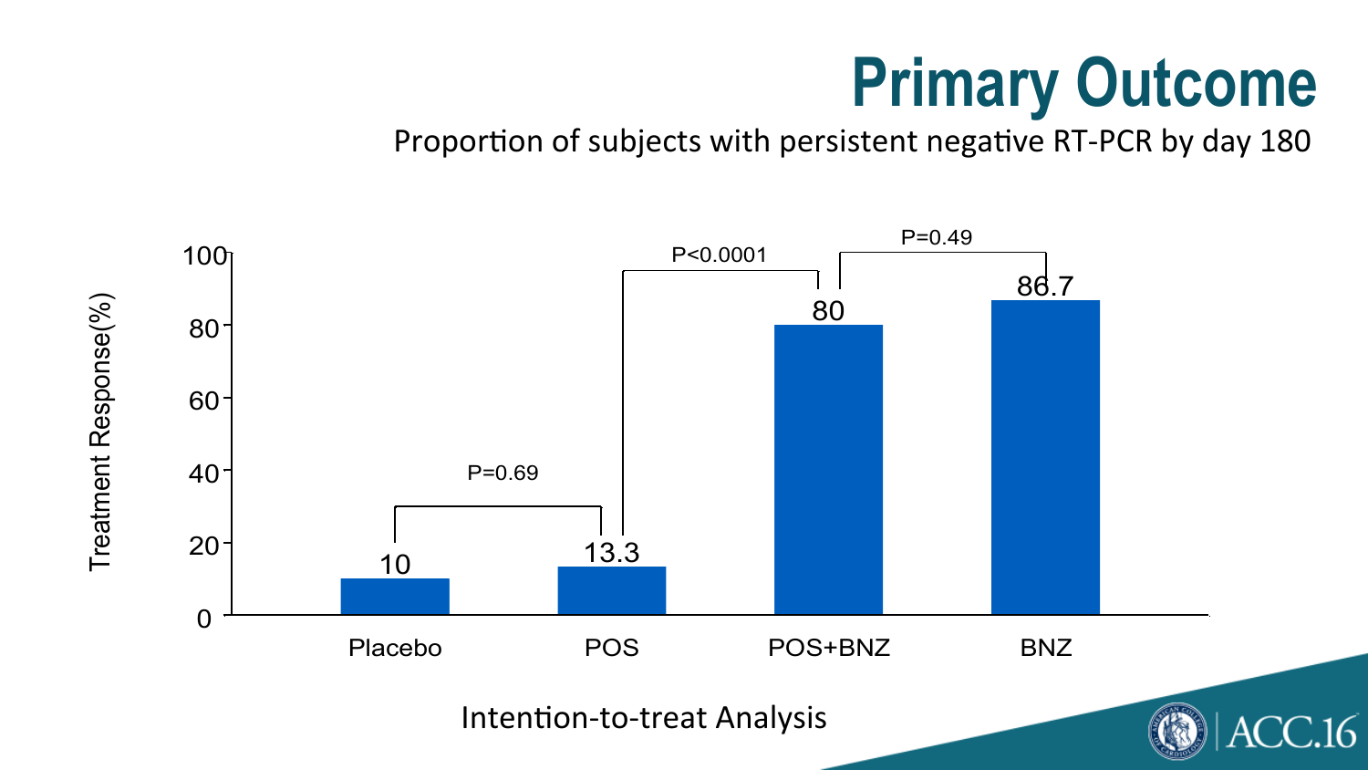# Primary Outcome

Proportion of subjects with persistent negative RT-PCR by day 180

| Group | Treatment Response (%) |
|---|---|
| Placebo | 10 |
| POS | 13.3 |
| POS+BNZ | 80 |
| BNZ | 86.7 |

Placebo vs POS: P=0.69

POS vs POS+BNZ: P<0.0001

POS+BNZ vs BNZ: P=0.49

Intention-to-treat Analysis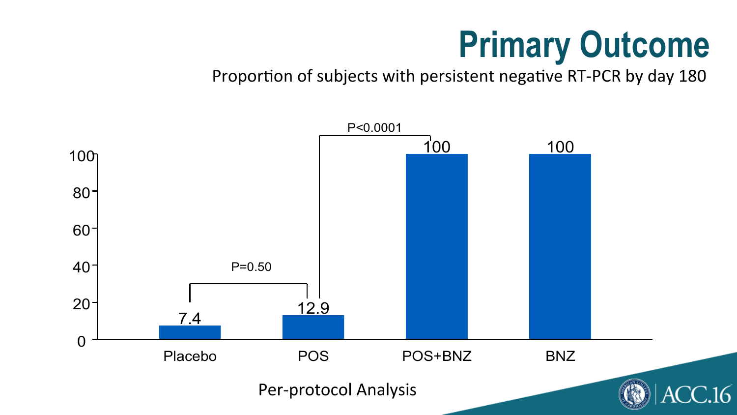# Primary Outcome

Proportion of subjects with persistent negative RT-PCR by day 180

| | Placebo | POS | POS+BNZ | BNZ |
|---|---|---|---|---|
| % | 7.4 | 12.9 | 100 | 100 |

Placebo vs POS: P=0.50

POS vs POS+BNZ: P<0.0001

Per-protocol Analysis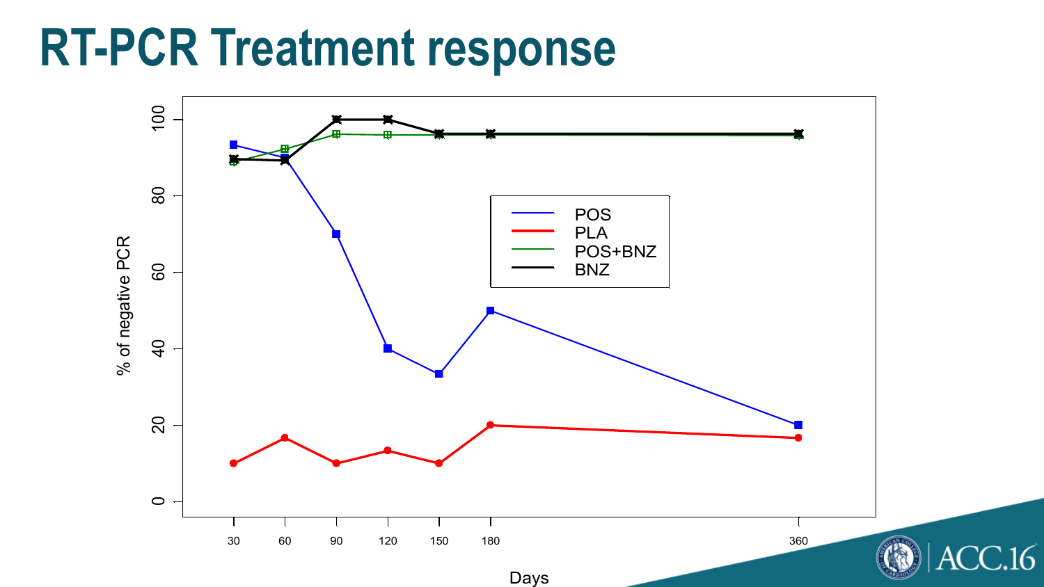# RT-PCR Treatment response

% of negative PCR

POS
PLA
POS+BNZ
BNZ

Days

30 60 90 120 150 180 360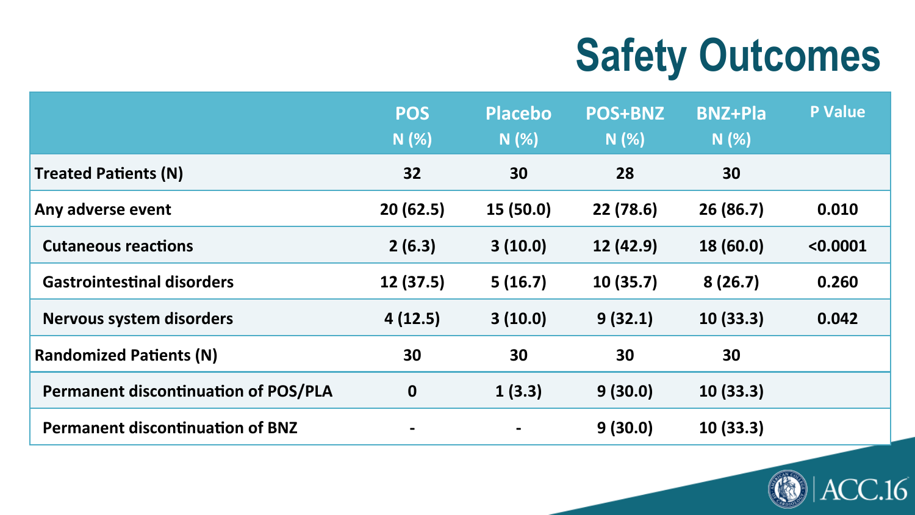# Safety Outcomes

| | POS N (%) | Placebo N (%) | POS+BNZ N (%) | BNZ+Pla N (%) | P Value |
|---|---|---|---|---|---|
| **Treated Patients (N)** | 32 | 30 | 28 | 30 | |
| **Any adverse event** | 20 (62.5) | 15 (50.0) | 22 (78.6) | 26 (86.7) | 0.010 |
| Cutaneous reactions | 2 (6.3) | 3 (10.0) | 12 (42.9) | 18 (60.0) | <0.0001 |
| Gastrointestinal disorders | 12 (37.5) | 5 (16.7) | 10 (35.7) | 8 (26.7) | 0.260 |
| Nervous system disorders | 4 (12.5) | 3 (10.0) | 9 (32.1) | 10 (33.3) | 0.042 |
| **Randomized Patients (N)** | 30 | 30 | 30 | 30 | |
| Permanent discontinuation of POS/PLA | 0 | 1 (3.3) | 9 (30.0) | 10 (33.3) | |
| Permanent discontinuation of BNZ | - | - | 9 (30.0) | 10 (33.3) | |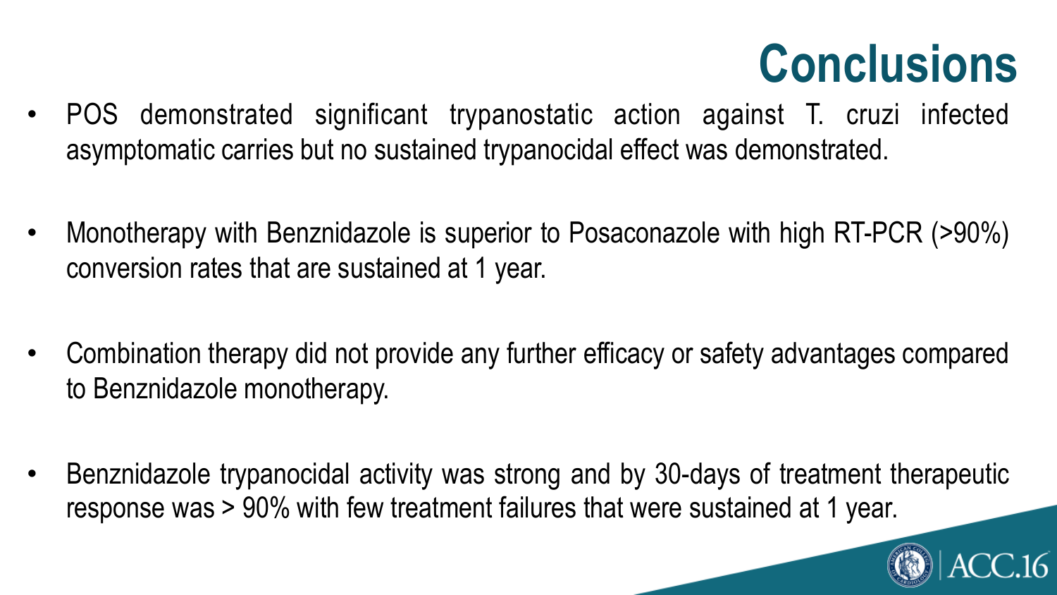# Conclusions

- POS demonstrated significant trypanostatic action against T. cruzi infected asymptomatic carries but no sustained trypanocidal effect was demonstrated.

- Monotherapy with Benznidazole is superior to Posaconazole with high RT-PCR (>90%) conversion rates that are sustained at 1 year.

- Combination therapy did not provide any further efficacy or safety advantages compared to Benznidazole monotherapy.

- Benznidazole trypanocidal activity was strong and by 30-days of treatment therapeutic response was > 90% with few treatment failures that were sustained at 1 year.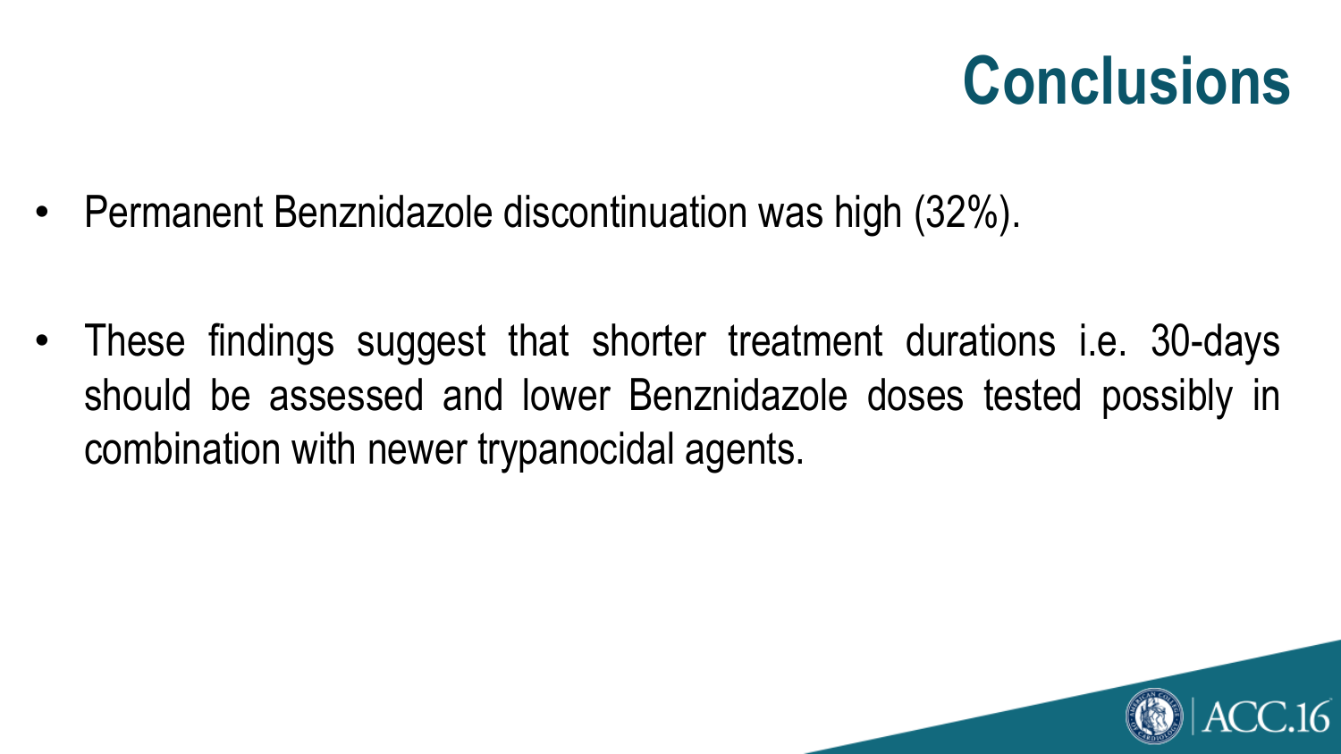# Conclusions

- Permanent Benznidazole discontinuation was high (32%).

- These findings suggest that shorter treatment durations i.e. 30-days should be assessed and lower Benznidazole doses tested possibly in combination with newer trypanocidal agents.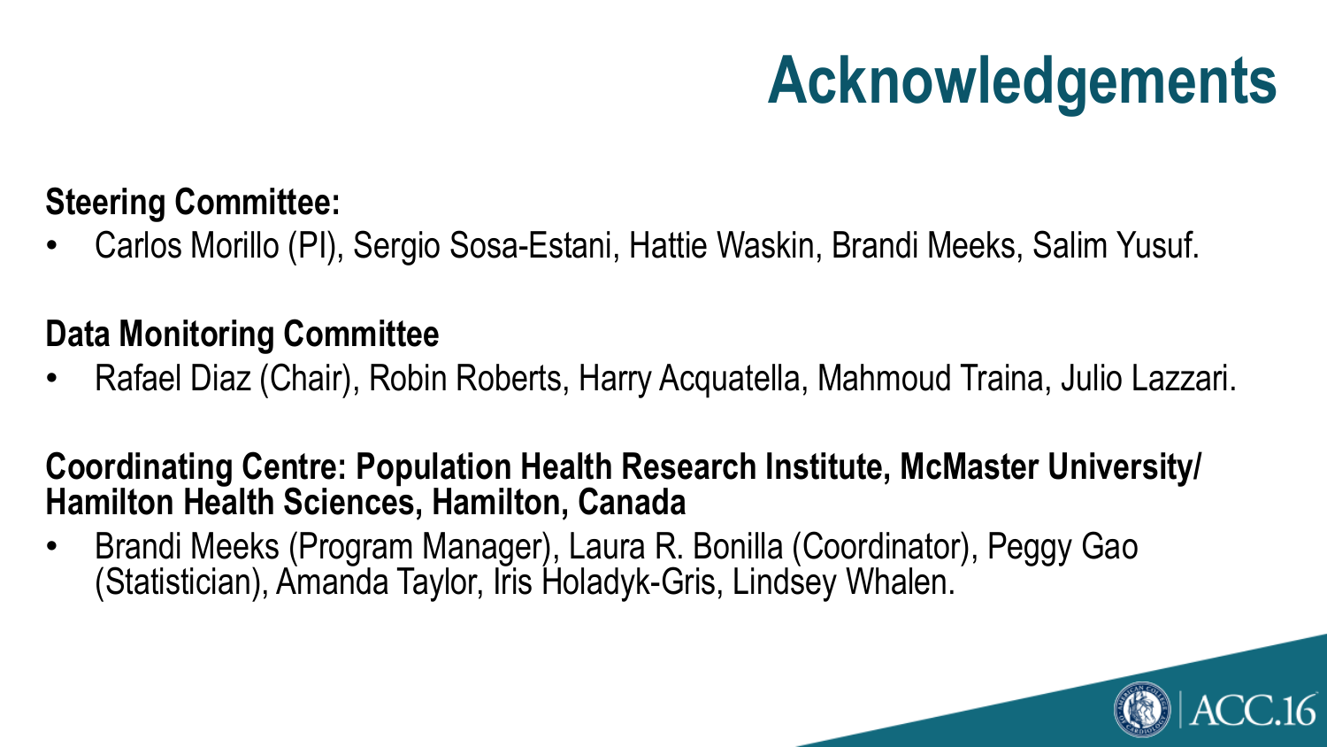# Acknowledgements

**Steering Committee:**

- Carlos Morillo (PI), Sergio Sosa-Estani, Hattie Waskin, Brandi Meeks, Salim Yusuf.

**Data Monitoring Committee**

- Rafael Diaz (Chair), Robin Roberts, Harry Acquatella, Mahmoud Traina, Julio Lazzari.

**Coordinating Centre: Population Health Research Institute, McMaster University/ Hamilton Health Sciences, Hamilton, Canada**

- Brandi Meeks (Program Manager), Laura R. Bonilla (Coordinator), Peggy Gao (Statistician), Amanda Taylor, Iris Holadyk-Gris, Lindsey Whalen.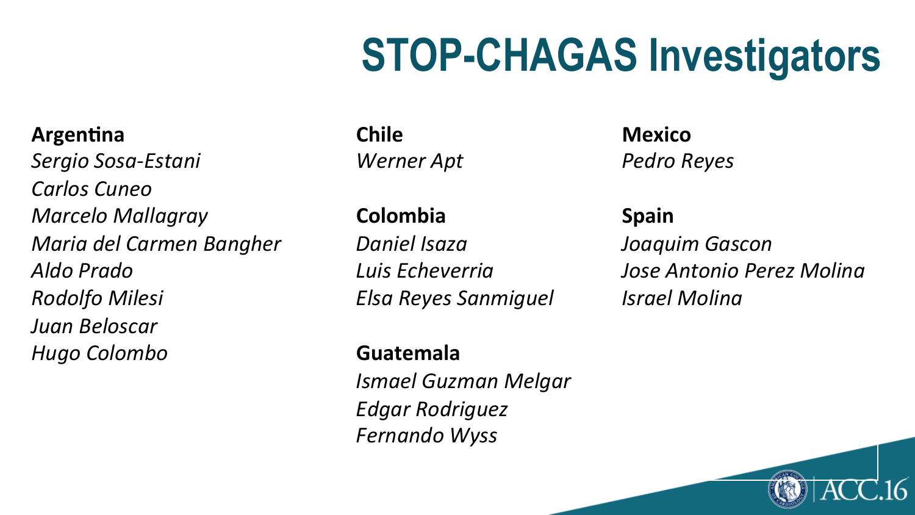# STOP-CHAGAS Investigators

**Argentina**
*Sergio Sosa-Estani*
*Carlos Cuneo*
*Marcelo Mallagray*
*Maria del Carmen Bangher*
*Aldo Prado*
*Rodolfo Milesi*
*Juan Beloscar*
*Hugo Colombo*

**Chile**
*Werner Apt*

**Colombia**
*Daniel Isaza*
*Luis Echeverria*
*Elsa Reyes Sanmiguel*

**Guatemala**
*Ismael Guzman Melgar*
*Edgar Rodriguez*
*Fernando Wyss*

**Mexico**
*Pedro Reyes*

**Spain**
*Joaquim Gascon*
*Jose Antonio Perez Molina*
*Israel Molina*